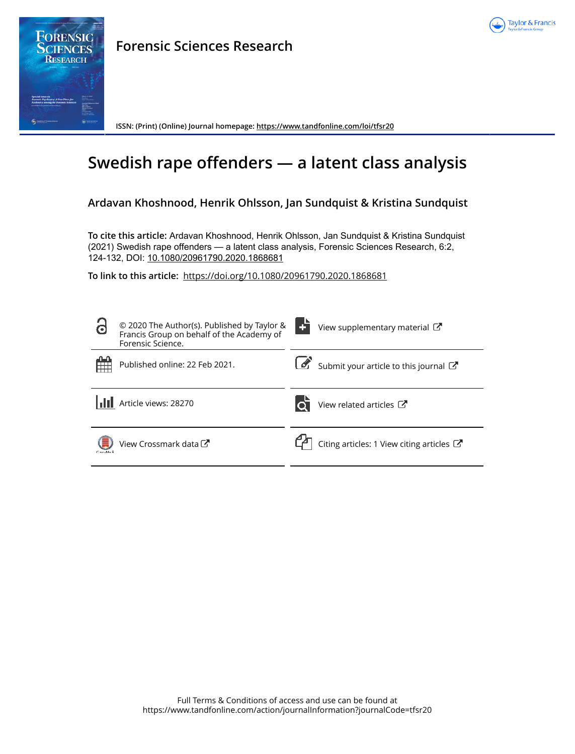# Forensic Sciences Research

ISSN: (Print) (Online) Journal homepage: https://www.tandfonline.com/loi/tfsr20

# Swedish rape offenders — a latent class analysis

## Ardavan Khoshnood, Henrik Ohlsson, Jan Sundquist & Kristina Sundquist

**To cite this article:** Ardavan Khoshnood, Henrik Ohlsson, Jan Sundquist & Kristina Sundquist (2021) Swedish rape offenders — a latent class analysis, Forensic Sciences Research, 6:2, 124-132, DOI: 10.1080/20961790.2020.1868681

**To link to this article:** https://doi.org/10.1080/20961790.2020.1868681

© 2020 The Author(s). Published by Taylor & Francis Group on behalf of the Academy of Forensic Science.

View supplementary material

Published online: 22 Feb 2021.

Submit your article to this journal

Article views: 28270

View related articles

View Crossmark data

Citing articles: 1 View citing articles

Full Terms & Conditions of access and use can be found at
https://www.tandfonline.com/action/journalInformation?journalCode=tfsr20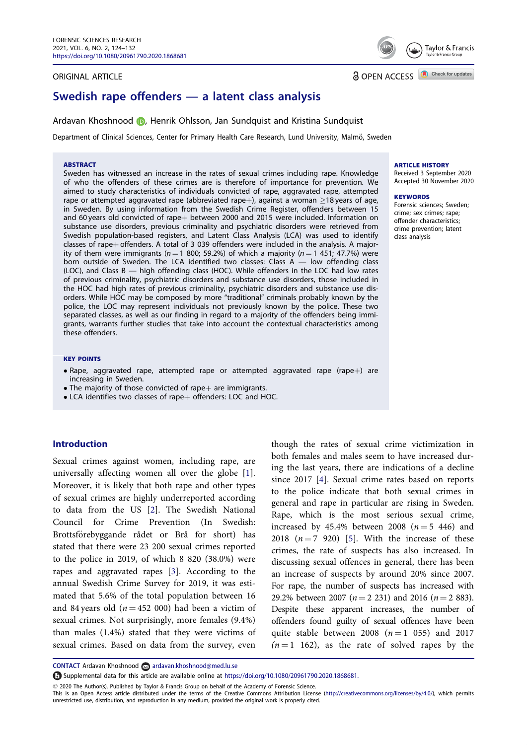## ORIGINAL ARTICLE

# Swedish rape offenders — a latent class analysis

Ardavan Khoshnood, Henrik Ohlsson, Jan Sundquist and Kristina Sundquist

Department of Clinical Sciences, Center for Primary Health Care Research, Lund University, Malmö, Sweden

### ABSTRACT

Sweden has witnessed an increase in the rates of sexual crimes including rape. Knowledge of who the offenders of these crimes are is therefore of importance for prevention. We aimed to study characteristics of individuals convicted of rape, aggravated rape, attempted rape or attempted aggravated rape (abbreviated rape+), against a woman ≥18 years of age, in Sweden. By using information from the Swedish Crime Register, offenders between 15 and 60 years old convicted of rape+ between 2000 and 2015 were included. Information on substance use disorders, previous criminality and psychiatric disorders were retrieved from Swedish population-based registers, and Latent Class Analysis (LCA) was used to identify classes of rape+ offenders. A total of 3 039 offenders were included in the analysis. A majority of them were immigrants ($n = 1\ 800$; 59.2%) of which a majority ($n = 1\ 451$; 47.7%) were born outside of Sweden. The LCA identified two classes: Class A — low offending class (LOC), and Class B — high offending class (HOC). While offenders in the LOC had low rates of previous criminality, psychiatric disorders and substance use disorders, those included in the HOC had high rates of previous criminality, psychiatric disorders and substance use disorders. While HOC may be composed by more "traditional" criminals probably known by the police, the LOC may represent individuals not previously known by the police. These two separated classes, as well as our finding in regard to a majority of the offenders being immigrants, warrants further studies that take into account the contextual characteristics among these offenders.

### ARTICLE HISTORY

Received 3 September 2020
Accepted 30 November 2020

### KEYWORDS

Forensic sciences; Sweden; crime; sex crimes; rape; offender characteristics; crime prevention; latent class analysis

### KEY POINTS

- Rape, aggravated rape, attempted rape or attempted aggravated rape (rape+) are increasing in Sweden.
- The majority of those convicted of rape+ are immigrants.
- LCA identifies two classes of rape+ offenders: LOC and HOC.

## Introduction

Sexual crimes against women, including rape, are universally affecting women all over the globe [1]. Moreover, it is likely that both rape and other types of sexual crimes are highly underreported according to data from the US [2]. The Swedish National Council for Crime Prevention (In Swedish: Brottsförebyggande rådet or Brå for short) has stated that there were 23 200 sexual crimes reported to the police in 2019, of which 8 820 (38.0%) were rapes and aggravated rapes [3]. According to the annual Swedish Crime Survey for 2019, it was estimated that 5.6% of the total population between 16 and 84 years old ($n = 452\ 000$) had been a victim of sexual crimes. Not surprisingly, more females (9.4%) than males (1.4%) stated that they were victims of sexual crimes. Based on data from the survey, even though the rates of sexual crime victimization in both females and males seem to have increased during the last years, there are indications of a decline since 2017 [4]. Sexual crime rates based on reports to the police indicate that both sexual crimes in general and rape in particular are rising in Sweden. Rape, which is the most serious sexual crime, increased by 45.4% between 2008 ($n = 5\ 446$) and 2018 ($n = 7\ 920$) [5]. With the increase of these crimes, the rate of suspects has also increased. In discussing sexual offences in general, there has been an increase of suspects by around 20% since 2007. For rape, the number of suspects has increased with 29.2% between 2007 ($n = 2\ 231$) and 2016 ($n = 2\ 883$). Despite these apparent increases, the number of offenders found guilty of sexual offences have been quite stable between 2008 ($n = 1\ 055$) and 2017 ($n = 1\ 162$), as the rate of solved rapes by the

CONTACT Ardavan Khoshnood ardavan.khoshnood@med.lu.se

Supplemental data for this article are available online at https://doi.org/10.1080/20961790.2020.1868681.

© 2020 The Author(s). Published by Taylor & Francis Group on behalf of the Academy of Forensic Science.
This is an Open Access article distributed under the terms of the Creative Commons Attribution License (http://creativecommons.org/licenses/by/4.0/), which permits unrestricted use, distribution, and reproduction in any medium, provided the original work is properly cited.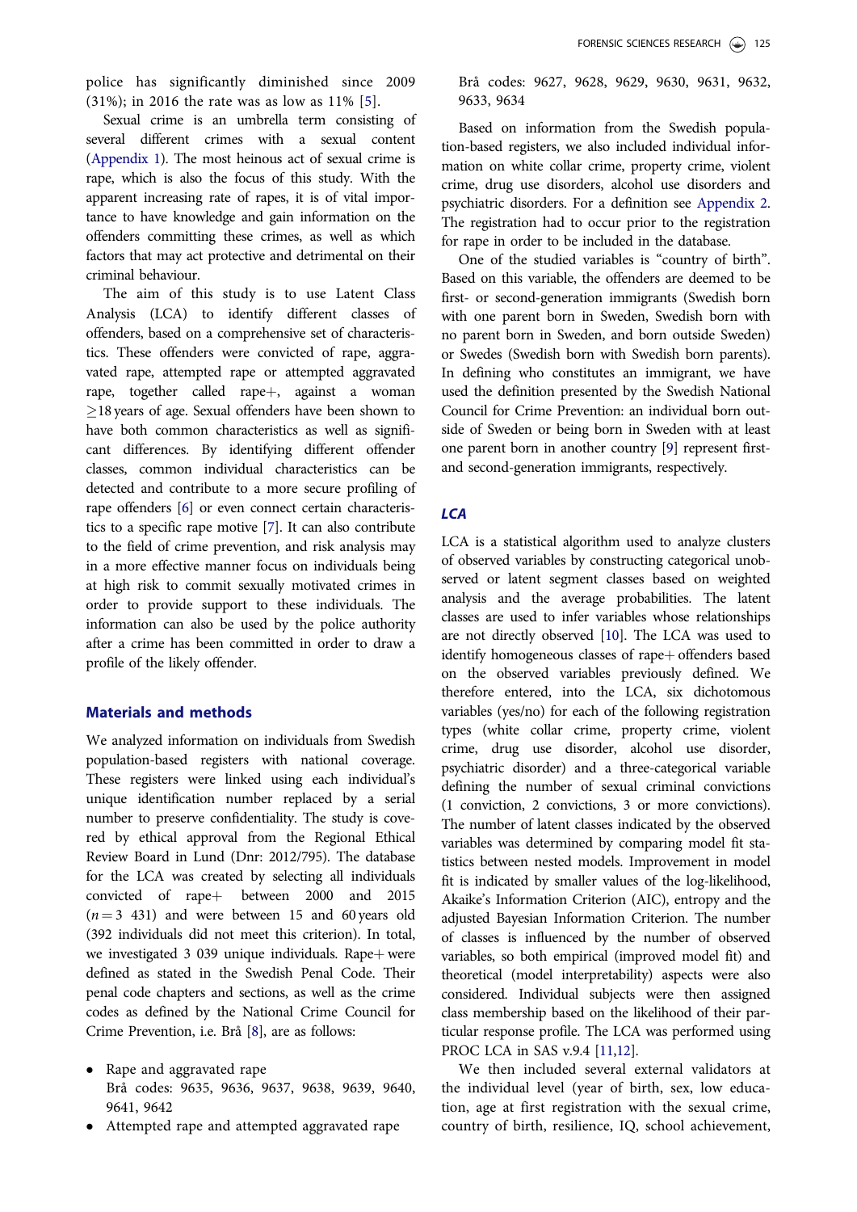police has significantly diminished since 2009 (31%); in 2016 the rate was as low as 11% [5].

Sexual crime is an umbrella term consisting of several different crimes with a sexual content (Appendix 1). The most heinous act of sexual crime is rape, which is also the focus of this study. With the apparent increasing rate of rapes, it is of vital importance to have knowledge and gain information on the offenders committing these crimes, as well as which factors that may act protective and detrimental on their criminal behaviour.

The aim of this study is to use Latent Class Analysis (LCA) to identify different classes of offenders, based on a comprehensive set of characteristics. These offenders were convicted of rape, aggravated rape, attempted rape or attempted aggravated rape, together called rape+, against a woman ≥18 years of age. Sexual offenders have been shown to have both common characteristics as well as significant differences. By identifying different offender classes, common individual characteristics can be detected and contribute to a more secure profiling of rape offenders [6] or even connect certain characteristics to a specific rape motive [7]. It can also contribute to the field of crime prevention, and risk analysis may in a more effective manner focus on individuals being at high risk to commit sexually motivated crimes in order to provide support to these individuals. The information can also be used by the police authority after a crime has been committed in order to draw a profile of the likely offender.

## Materials and methods

We analyzed information on individuals from Swedish population-based registers with national coverage. These registers were linked using each individual's unique identification number replaced by a serial number to preserve confidentiality. The study is covered by ethical approval from the Regional Ethical Review Board in Lund (Dnr: 2012/795). The database for the LCA was created by selecting all individuals convicted of rape+ between 2000 and 2015 ($n = 3\ 431$) and were between 15 and 60 years old (392 individuals did not meet this criterion). In total, we investigated 3 039 unique individuals. Rape+ were defined as stated in the Swedish Penal Code. Their penal code chapters and sections, as well as the crime codes as defined by the National Crime Council for Crime Prevention, i.e. Brå [8], are as follows:

- Rape and aggravated rape
  Brå codes: 9635, 9636, 9637, 9638, 9639, 9640, 9641, 9642
- Attempted rape and attempted aggravated rape
  Brå codes: 9627, 9628, 9629, 9630, 9631, 9632, 9633, 9634

Based on information from the Swedish population-based registers, we also included individual information on white collar crime, property crime, violent crime, drug use disorders, alcohol use disorders and psychiatric disorders. For a definition see Appendix 2. The registration had to occur prior to the registration for rape in order to be included in the database.

One of the studied variables is "country of birth". Based on this variable, the offenders are deemed to be first- or second-generation immigrants (Swedish born with one parent born in Sweden, Swedish born with no parent born in Sweden, and born outside Sweden) or Swedes (Swedish born with Swedish born parents). In defining who constitutes an immigrant, we have used the definition presented by the Swedish National Council for Crime Prevention: an individual born outside of Sweden or being born in Sweden with at least one parent born in another country [9] represent first- and second-generation immigrants, respectively.

### LCA

LCA is a statistical algorithm used to analyze clusters of observed variables by constructing categorical unobserved or latent segment classes based on weighted analysis and the average probabilities. The latent classes are used to infer variables whose relationships are not directly observed [10]. The LCA was used to identify homogeneous classes of rape+ offenders based on the observed variables previously defined. We therefore entered, into the LCA, six dichotomous variables (yes/no) for each of the following registration types (white collar crime, property crime, violent crime, drug use disorder, alcohol use disorder, psychiatric disorder) and a three-categorical variable defining the number of sexual criminal convictions (1 conviction, 2 convictions, 3 or more convictions). The number of latent classes indicated by the observed variables was determined by comparing model fit statistics between nested models. Improvement in model fit is indicated by smaller values of the log-likelihood, Akaike's Information Criterion (AIC), entropy and the adjusted Bayesian Information Criterion. The number of classes is influenced by the number of observed variables, so both empirical (improved model fit) and theoretical (model interpretability) aspects were also considered. Individual subjects were then assigned class membership based on the likelihood of their particular response profile. The LCA was performed using PROC LCA in SAS v.9.4 [11,12].

We then included several external validators at the individual level (year of birth, sex, low education, age at first registration with the sexual crime, country of birth, resilience, IQ, school achievement,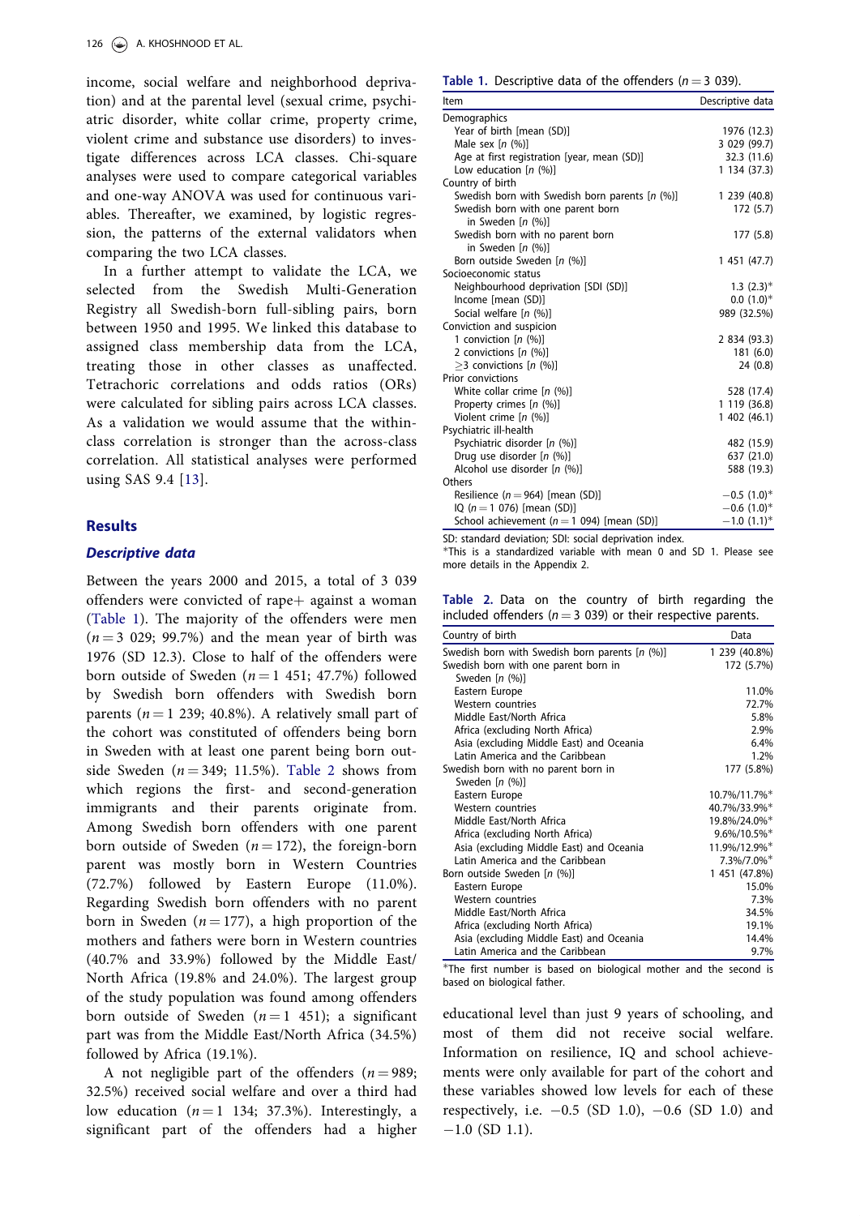income, social welfare and neighborhood deprivation) and at the parental level (sexual crime, psychiatric disorder, white collar crime, property crime, violent crime and substance use disorders) to investigate differences across LCA classes. Chi-square analyses were used to compare categorical variables and one-way ANOVA was used for continuous variables. Thereafter, we examined, by logistic regression, the patterns of the external validators when comparing the two LCA classes.

In a further attempt to validate the LCA, we selected from the Swedish Multi-Generation Registry all Swedish-born full-sibling pairs, born between 1950 and 1995. We linked this database to assigned class membership data from the LCA, treating those in other classes as unaffected. Tetrachoric correlations and odds ratios (ORs) were calculated for sibling pairs across LCA classes. As a validation we would assume that the within-class correlation is stronger than the across-class correlation. All statistical analyses were performed using SAS 9.4 [13].

## Results

### *Descriptive data*

Between the years 2000 and 2015, a total of 3 039 offenders were convicted of rape+ against a woman (Table 1). The majority of the offenders were men ($n = 3\ 029$; 99.7%) and the mean year of birth was 1976 (SD 12.3). Close to half of the offenders were born outside of Sweden ($n = 1\ 451$; 47.7%) followed by Swedish born offenders with Swedish born parents ($n = 1\ 239$; 40.8%). A relatively small part of the cohort was constituted of offenders being born in Sweden with at least one parent being born outside Sweden ($n = 349$; 11.5%). Table 2 shows from which regions the first- and second-generation immigrants and their parents originate from. Among Swedish born offenders with one parent born outside of Sweden ($n = 172$), the foreign-born parent was mostly born in Western Countries (72.7%) followed by Eastern Europe (11.0%). Regarding Swedish born offenders with no parent born in Sweden ($n = 177$), a high proportion of the mothers and fathers were born in Western countries (40.7% and 33.9%) followed by the Middle East/North Africa (19.8% and 24.0%). The largest group of the study population was found among offenders born outside of Sweden ($n = 1\ 451$); a significant part was from the Middle East/North Africa (34.5%) followed by Africa (19.1%).

A not negligible part of the offenders ($n = 989$; 32.5%) received social welfare and over a third had low education ($n = 1\ 134$; 37.3%). Interestingly, a significant part of the offenders had a higher educational level than just 9 years of schooling, and most of them did not receive social welfare. Information on resilience, IQ and school achievements were only available for part of the cohort and these variables showed low levels for each of these respectively, i.e. −0.5 (SD 1.0), −0.6 (SD 1.0) and −1.0 (SD 1.1).

**Table 1.** Descriptive data of the offenders ($n = 3\ 039$).

| Item | Descriptive data |
|---|---|
| Demographics | |
| Year of birth [mean (SD)] | 1976 (12.3) |
| Male sex [n (%)] | 3 029 (99.7) |
| Age at first registration [year, mean (SD)] | 32.3 (11.6) |
| Low education [n (%)] | 1 134 (37.3) |
| Country of birth | |
| Swedish born with Swedish born parents [n (%)] | 1 239 (40.8) |
| Swedish born with one parent born in Sweden [n (%)] | 172 (5.7) |
| Swedish born with no parent born in Sweden [n (%)] | 177 (5.8) |
| Born outside Sweden [n (%)] | 1 451 (47.7) |
| Socioeconomic status | |
| Neighbourhood deprivation [SDI (SD)] | 1.3 (2.3)* |
| Income [mean (SD)] | 0.0 (1.0)* |
| Social welfare [n (%)] | 989 (32.5%) |
| Conviction and suspicion | |
| 1 conviction [n (%)] | 2 834 (93.3) |
| 2 convictions [n (%)] | 181 (6.0) |
| ≥3 convictions [n (%)] | 24 (0.8) |
| Prior convictions | |
| White collar crime [n (%)] | 528 (17.4) |
| Property crimes [n (%)] | 1 119 (36.8) |
| Violent crime [n (%)] | 1 402 (46.1) |
| Psychiatric ill-health | |
| Psychiatric disorder [n (%)] | 482 (15.9) |
| Drug use disorder [n (%)] | 637 (21.0) |
| Alcohol use disorder [n (%)] | 588 (19.3) |
| Others | |
| Resilience ($n = 964$) [mean (SD)] | −0.5 (1.0)* |
| IQ ($n = 1\ 076$) [mean (SD)] | −0.6 (1.0)* |
| School achievement ($n = 1\ 094$) [mean (SD)] | −1.0 (1.1)* |

SD: standard deviation; SDI: social deprivation index.
*This is a standardized variable with mean 0 and SD 1. Please see more details in the Appendix 2.

**Table 2.** Data on the country of birth regarding the included offenders ($n = 3\ 039$) or their respective parents.

| Country of birth | Data |
|---|---|
| Swedish born with Swedish born parents [n (%)] | 1 239 (40.8%) |
| Swedish born with one parent born in Sweden [n (%)] | 172 (5.7%) |
| Eastern Europe | 11.0% |
| Western countries | 72.7% |
| Middle East/North Africa | 5.8% |
| Africa (excluding North Africa) | 2.9% |
| Asia (excluding Middle East) and Oceania | 6.4% |
| Latin America and the Caribbean | 1.2% |
| Swedish born with no parent born in Sweden [n (%)] | 177 (5.8%) |
| Eastern Europe | 10.7%/11.7%* |
| Western countries | 40.7%/33.9%* |
| Middle East/North Africa | 19.8%/24.0%* |
| Africa (excluding North Africa) | 9.6%/10.5%* |
| Asia (excluding Middle East) and Oceania | 11.9%/12.9%* |
| Latin America and the Caribbean | 7.3%/7.0%* |
| Born outside Sweden [n (%)] | 1 451 (47.8%) |
| Eastern Europe | 15.0% |
| Western countries | 7.3% |
| Middle East/North Africa | 34.5% |
| Africa (excluding North Africa) | 19.1% |
| Asia (excluding Middle East) and Oceania | 14.4% |
| Latin America and the Caribbean | 9.7% |

*The first number is based on biological mother and the second is based on biological father.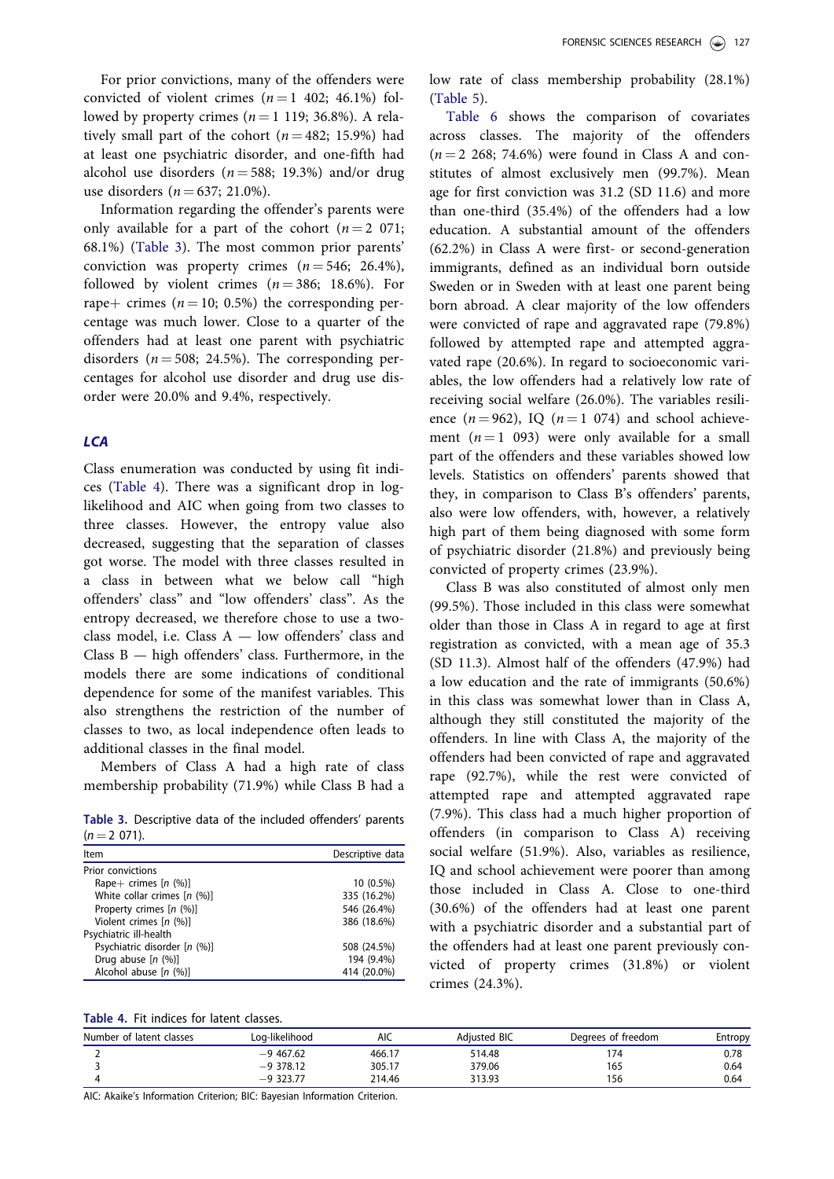For prior convictions, many of the offenders were convicted of violent crimes ($n = 1\ 402$; 46.1%) followed by property crimes ($n = 1\ 119$; 36.8%). A relatively small part of the cohort ($n = 482$; 15.9%) had at least one psychiatric disorder, and one-fifth had alcohol use disorders ($n = 588$; 19.3%) and/or drug use disorders ($n = 637$; 21.0%).

Information regarding the offender's parents were only available for a part of the cohort ($n = 2\ 071$; 68.1%) (Table 3). The most common prior parents' conviction was property crimes ($n = 546$; 26.4%), followed by violent crimes ($n = 386$; 18.6%). For rape+ crimes ($n = 10$; 0.5%) the corresponding percentage was much lower. Close to a quarter of the offenders had at least one parent with psychiatric disorders ($n = 508$; 24.5%). The corresponding percentages for alcohol use disorder and drug use disorder were 20.0% and 9.4%, respectively.

### LCA

Class enumeration was conducted by using fit indices (Table 4). There was a significant drop in log-likelihood and AIC when going from two classes to three classes. However, the entropy value also decreased, suggesting that the separation of classes got worse. The model with three classes resulted in a class in between what we below call "high offenders' class" and "low offenders' class". As the entropy decreased, we therefore chose to use a two-class model, i.e. Class A — low offenders' class and Class B — high offenders' class. Furthermore, in the models there are some indications of conditional dependence for some of the manifest variables. This also strengthens the restriction of the number of classes to two, as local independence often leads to additional classes in the final model.

Members of Class A had a high rate of class membership probability (71.9%) while Class B had a low rate of class membership probability (28.1%) (Table 5).

Table 6 shows the comparison of covariates across classes. The majority of the offenders ($n = 2\ 268$; 74.6%) were found in Class A and constitutes of almost exclusively men (99.7%). Mean age for first conviction was 31.2 (SD 11.6) and more than one-third (35.4%) of the offenders had a low education. A substantial amount of the offenders (62.2%) in Class A were first- or second-generation immigrants, defined as an individual born outside Sweden or in Sweden with at least one parent being born abroad. A clear majority of the low offenders were convicted of rape and aggravated rape (79.8%) followed by attempted rape and attempted aggravated rape (20.6%). In regard to socioeconomic variables, the low offenders had a relatively low rate of receiving social welfare (26.0%). The variables resilience ($n = 962$), IQ ($n = 1\ 074$) and school achievement ($n = 1\ 093$) were only available for a small part of the offenders and these variables showed low levels. Statistics on offenders' parents showed that they, in comparison to Class B's offenders' parents, also were low offenders, with, however, a relatively high part of them being diagnosed with some form of psychiatric disorder (21.8%) and previously being convicted of property crimes (23.9%).

Class B was also constituted of almost only men (99.5%). Those included in this class were somewhat older than those in Class A in regard to age at first registration as convicted, with a mean age of 35.3 (SD 11.3). Almost half of the offenders (47.9%) had a low education and the rate of immigrants (50.6%) in this class was somewhat lower than in Class A, although they still constituted the majority of the offenders. In line with Class A, the majority of the offenders had been convicted of rape and aggravated rape (92.7%), while the rest were convicted of attempted rape and attempted aggravated rape (7.9%). This class had a much higher proportion of offenders (in comparison to Class A) receiving social welfare (51.9%). Also, variables as resilience, IQ and school achievement were poorer than among those included in Class A. Close to one-third (30.6%) of the offenders had at least one parent with a psychiatric disorder and a substantial part of the offenders had at least one parent previously convicted of property crimes (31.8%) or violent crimes (24.3%).

**Table 3.** Descriptive data of the included offenders' parents ($n = 2\ 071$).

| Item | Descriptive data |
|---|---|
| Prior convictions | |
| Rape+ crimes [n (%)] | 10 (0.5%) |
| White collar crimes [n (%)] | 335 (16.2%) |
| Property crimes [n (%)] | 546 (26.4%) |
| Violent crimes [n (%)] | 386 (18.6%) |
| Psychiatric ill-health | |
| Psychiatric disorder [n (%)] | 508 (24.5%) |
| Drug abuse [n (%)] | 194 (9.4%) |
| Alcohol abuse [n (%)] | 414 (20.0%) |

**Table 4.** Fit indices for latent classes.

| Number of latent classes | Log-likelihood | AIC | Adjusted BIC | Degrees of freedom | Entropy |
|---|---|---|---|---|---|
| 2 | −9 467.62 | 466.17 | 514.48 | 174 | 0.78 |
| 3 | −9 378.12 | 305.17 | 379.06 | 165 | 0.64 |
| 4 | −9 323.77 | 214.46 | 313.93 | 156 | 0.64 |

AIC: Akaike's Information Criterion; BIC: Bayesian Information Criterion.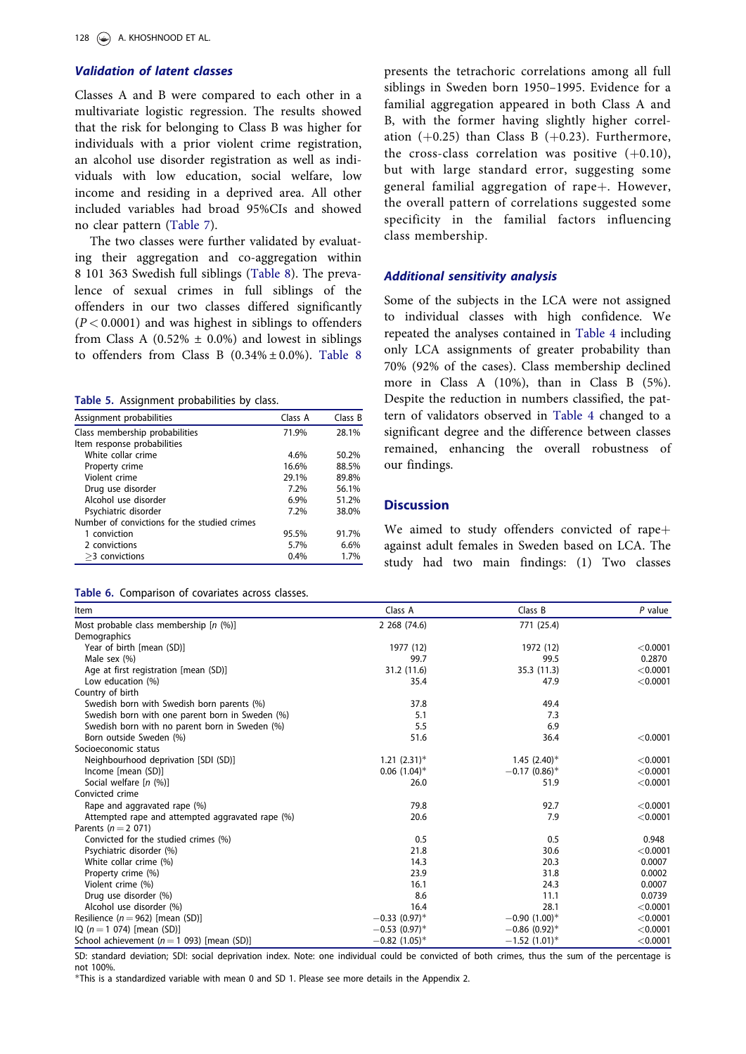### Validation of latent classes

Classes A and B were compared to each other in a multivariate logistic regression. The results showed that the risk for belonging to Class B was higher for individuals with a prior violent crime registration, an alcohol use disorder registration as well as individuals with low education, social welfare, low income and residing in a deprived area. All other included variables had broad 95%CIs and showed no clear pattern (Table 7).

The two classes were further validated by evaluating their aggregation and co-aggregation within 8 101 363 Swedish full siblings (Table 8). The prevalence of sexual crimes in full siblings of the offenders in our two classes differed significantly ($P < 0.0001$) and was highest in siblings to offenders from Class A (0.52% ± 0.0%) and lowest in siblings to offenders from Class B (0.34% ± 0.0%). Table 8 presents the tetrachoric correlations among all full siblings in Sweden born 1950–1995. Evidence for a familial aggregation appeared in both Class A and B, with the former having slightly higher correlation (+0.25) than Class B (+0.23). Furthermore, the cross-class correlation was positive (+0.10), but with large standard error, suggesting some general familial aggregation of rape+. However, the overall pattern of correlations suggested some specificity in the familial factors influencing class membership.

**Table 5.** Assignment probabilities by class.

| Assignment probabilities | Class A | Class B |
|---|---|---|
| Class membership probabilities | 71.9% | 28.1% |
| Item response probabilities | | |
| White collar crime | 4.6% | 50.2% |
| Property crime | 16.6% | 88.5% |
| Violent crime | 29.1% | 89.8% |
| Drug use disorder | 7.2% | 56.1% |
| Alcohol use disorder | 6.9% | 51.2% |
| Psychiatric disorder | 7.2% | 38.0% |
| Number of convictions for the studied crimes | | |
| 1 conviction | 95.5% | 91.7% |
| 2 convictions | 5.7% | 6.6% |
| ≥3 convictions | 0.4% | 1.7% |

### Additional sensitivity analysis

Some of the subjects in the LCA were not assigned to individual classes with high confidence. We repeated the analyses contained in Table 4 including only LCA assignments of greater probability than 70% (92% of the cases). Class membership declined more in Class A (10%), than in Class B (5%). Despite the reduction in numbers classified, the pattern of validators observed in Table 4 changed to a significant degree and the difference between classes remained, enhancing the overall robustness of our findings.

## Discussion

We aimed to study offenders convicted of rape+ against adult females in Sweden based on LCA. The study had two main findings: (1) Two classes

**Table 6.** Comparison of covariates across classes.

| Item | Class A | Class B | *P* value |
|---|---|---|---|
| Most probable class membership [n (%)] | 2 268 (74.6) | 771 (25.4) | |
| Demographics | | | |
| Year of birth [mean (SD)] | 1977 (12) | 1972 (12) | <0.0001 |
| Male sex (%) | 99.7 | 99.5 | 0.2870 |
| Age at first registration [mean (SD)] | 31.2 (11.6) | 35.3 (11.3) | <0.0001 |
| Low education (%) | 35.4 | 47.9 | <0.0001 |
| Country of birth | | | |
| Swedish born with Swedish born parents (%) | 37.8 | 49.4 | |
| Swedish born with one parent born in Sweden (%) | 5.1 | 7.3 | |
| Swedish born with no parent born in Sweden (%) | 5.5 | 6.9 | |
| Born outside Sweden (%) | 51.6 | 36.4 | <0.0001 |
| Socioeconomic status | | | |
| Neighbourhood deprivation [SDI (SD)] | 1.21 (2.31)* | 1.45 (2.40)* | <0.0001 |
| Income [mean (SD)] | 0.06 (1.04)* | −0.17 (0.86)* | <0.0001 |
| Social welfare [n (%)] | 26.0 | 51.9 | <0.0001 |
| Convicted crime | | | |
| Rape and aggravated rape (%) | 79.8 | 92.7 | <0.0001 |
| Attempted rape and attempted aggravated rape (%) | 20.6 | 7.9 | <0.0001 |
| Parents ($n = 2\ 071$) | | | |
| Convicted for the studied crimes (%) | 0.5 | 0.5 | 0.948 |
| Psychiatric disorder (%) | 21.8 | 30.6 | <0.0001 |
| White collar crime (%) | 14.3 | 20.3 | 0.0007 |
| Property crime (%) | 23.9 | 31.8 | 0.0002 |
| Violent crime (%) | 16.1 | 24.3 | 0.0007 |
| Drug use disorder (%) | 8.6 | 11.1 | 0.0739 |
| Alcohol use disorder (%) | 16.4 | 28.1 | <0.0001 |
| Resilience ($n = 962$) [mean (SD)] | −0.33 (0.97)* | −0.90 (1.00)* | <0.0001 |
| IQ ($n = 1\ 074$) [mean (SD)] | −0.53 (0.97)* | −0.86 (0.92)* | <0.0001 |
| School achievement ($n = 1\ 093$) [mean (SD)] | −0.82 (1.05)* | −1.52 (1.01)* | <0.0001 |

SD: standard deviation; SDI: social deprivation index. Note: one individual could be convicted of both crimes, thus the sum of the percentage is not 100%.
*This is a standardized variable with mean 0 and SD 1. Please see more details in the Appendix 2.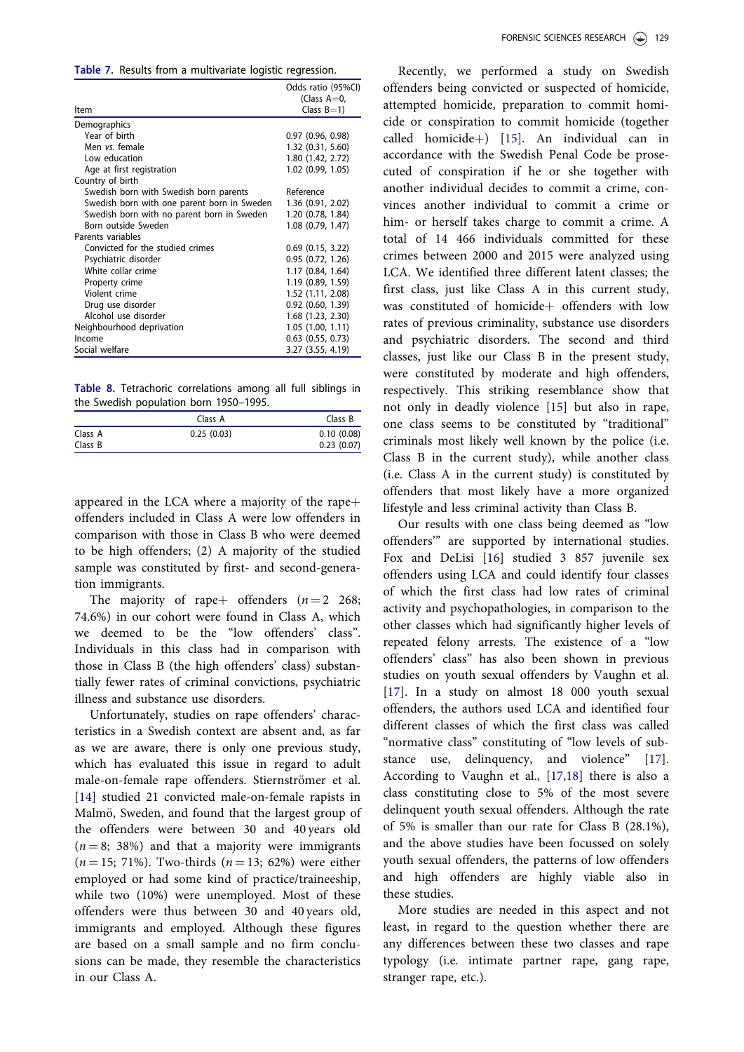Table 7. Results from a multivariate logistic regression.

| Item | Odds ratio (95%CI) (Class A=0, Class B=1) |
|---|---|
| Demographics | |
| Year of birth | 0.97 (0.96, 0.98) |
| Men *vs.* female | 1.32 (0.31, 5.60) |
| Low education | 1.80 (1.42, 2.72) |
| Age at first registration | 1.02 (0.99, 1.05) |
| Country of birth | |
| Swedish born with Swedish born parents | Reference |
| Swedish born with one parent born in Sweden | 1.36 (0.91, 2.02) |
| Swedish born with no parent born in Sweden | 1.20 (0.78, 1.84) |
| Born outside Sweden | 1.08 (0.79, 1.47) |
| Parents variables | |
| Convicted for the studied crimes | 0.69 (0.15, 3.22) |
| Psychiatric disorder | 0.95 (0.72, 1.26) |
| White collar crime | 1.17 (0.84, 1.64) |
| Property crime | 1.19 (0.89, 1.59) |
| Violent crime | 1.52 (1.11, 2.08) |
| Drug use disorder | 0.92 (0.60, 1.39) |
| Alcohol use disorder | 1.68 (1.23, 2.30) |
| Neighbourhood deprivation | 1.05 (1.00, 1.11) |
| Income | 0.63 (0.55, 0.73) |
| Social welfare | 3.27 (3.55, 4.19) |

Table 8. Tetrachoric correlations among all full siblings in the Swedish population born 1950–1995.

| | Class A | Class B |
|---|---|---|
| Class A | 0.25 (0.03) | 0.10 (0.08) |
| Class B | | 0.23 (0.07) |

appeared in the LCA where a majority of the rape+ offenders included in Class A were low offenders in comparison with those in Class B who were deemed to be high offenders; (2) A majority of the studied sample was constituted by first- and second-generation immigrants.

The majority of rape+ offenders ($n = 2\ 268$; 74.6%) in our cohort were found in Class A, which we deemed to be the "low offenders' class". Individuals in this class had in comparison with those in Class B (the high offenders' class) substantially fewer rates of criminal convictions, psychiatric illness and substance use disorders.

Unfortunately, studies on rape offenders' characteristics in a Swedish context are absent and, as far as we are aware, there is only one previous study, which has evaluated this issue in regard to adult male-on-female rape offenders. Stiernströmer et al. [14] studied 21 convicted male-on-female rapists in Malmö, Sweden, and found that the largest group of the offenders were between 30 and 40 years old ($n = 8$; 38%) and that a majority were immigrants ($n = 15$; 71%). Two-thirds ($n = 13$; 62%) were either employed or had some kind of practice/traineeship, while two (10%) were unemployed. Most of these offenders were thus between 30 and 40 years old, immigrants and employed. Although these figures are based on a small sample and no firm conclusions can be made, they resemble the characteristics in our Class A.

Recently, we performed a study on Swedish offenders being convicted or suspected of homicide, attempted homicide, preparation to commit homicide or conspiration to commit homicide (together called homicide+) [15]. An individual can in accordance with the Swedish Penal Code be prosecuted of conspiration if he or she together with another individual decides to commit a crime, convinces another individual to commit a crime or him- or herself takes charge to commit a crime. A total of 14 466 individuals committed for these crimes between 2000 and 2015 were analyzed using LCA. We identified three different latent classes; the first class, just like Class A in this current study, was constituted of homicide+ offenders with low rates of previous criminality, substance use disorders and psychiatric disorders. The second and third classes, just like our Class B in the present study, were constituted by moderate and high offenders, respectively. This striking resemblance show that not only in deadly violence [15] but also in rape, one class seems to be constituted by "traditional" criminals most likely well known by the police (i.e. Class B in the current study), while another class (i.e. Class A in the current study) is constituted by offenders that most likely have a more organized lifestyle and less criminal activity than Class B.

Our results with one class being deemed as "low offenders'" are supported by international studies. Fox and DeLisi [16] studied 3 857 juvenile sex offenders using LCA and could identify four classes of which the first class had low rates of criminal activity and psychopathologies, in comparison to the other classes which had significantly higher levels of repeated felony arrests. The existence of a "low offenders' class" has also been shown in previous studies on youth sexual offenders by Vaughn et al. [17]. In a study on almost 18 000 youth sexual offenders, the authors used LCA and identified four different classes of which the first class was called "normative class" constituting of "low levels of substance use, delinquency, and violence" [17]. According to Vaughn et al., [17,18] there is also a class constituting close to 5% of the most severe delinquent youth sexual offenders. Although the rate of 5% is smaller than our rate for Class B (28.1%), and the above studies have been focussed on solely youth sexual offenders, the patterns of low offenders and high offenders are highly viable also in these studies.

More studies are needed in this aspect and not least, in regard to the question whether there are any differences between these two classes and rape typology (i.e. intimate partner rape, gang rape, stranger rape, etc.).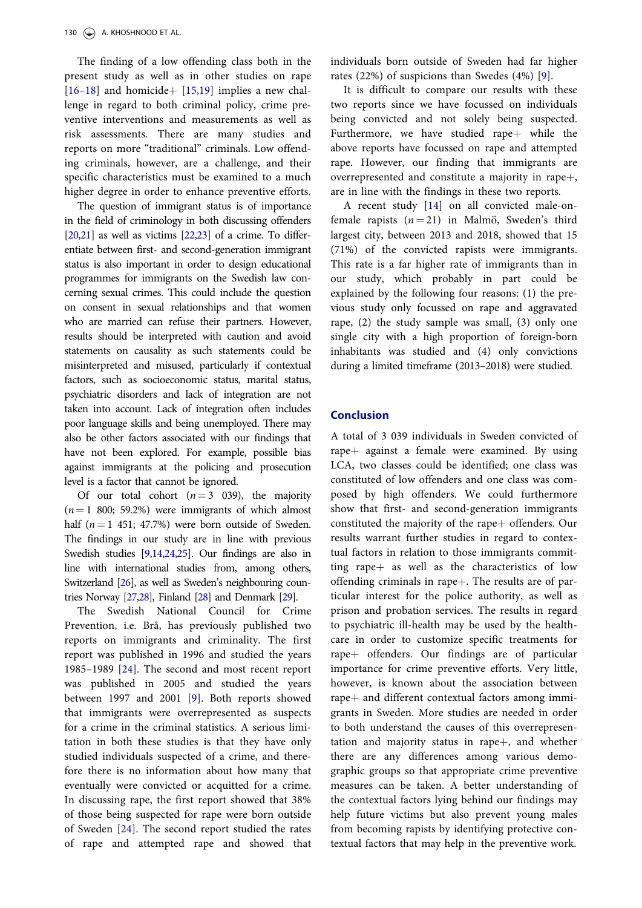The finding of a low offending class both in the present study as well as in other studies on rape [16–18] and homicide+ [15,19] implies a new challenge in regard to both criminal policy, crime preventive interventions and measurements as well as risk assessments. There are many studies and reports on more "traditional" criminals. Low offending criminals, however, are a challenge, and their specific characteristics must be examined to a much higher degree in order to enhance preventive efforts.

The question of immigrant status is of importance in the field of criminology in both discussing offenders [20,21] as well as victims [22,23] of a crime. To differentiate between first- and second-generation immigrant status is also important in order to design educational programmes for immigrants on the Swedish law concerning sexual crimes. This could include the question on consent in sexual relationships and that women who are married can refuse their partners. However, results should be interpreted with caution and avoid statements on causality as such statements could be misinterpreted and misused, particularly if contextual factors, such as socioeconomic status, marital status, psychiatric disorders and lack of integration are not taken into account. Lack of integration often includes poor language skills and being unemployed. There may also be other factors associated with our findings that have not been explored. For example, possible bias against immigrants at the policing and prosecution level is a factor that cannot be ignored.

Of our total cohort ($n = 3$ 039), the majority ($n = 1$ 800; 59.2%) were immigrants of which almost half ($n = 1$ 451; 47.7%) were born outside of Sweden. The findings in our study are in line with previous Swedish studies [9,14,24,25]. Our findings are also in line with international studies from, among others, Switzerland [26], as well as Sweden's neighbouring countries Norway [27,28], Finland [28] and Denmark [29].

The Swedish National Council for Crime Prevention, i.e. Brå, has previously published two reports on immigrants and criminality. The first report was published in 1996 and studied the years 1985–1989 [24]. The second and most recent report was published in 2005 and studied the years between 1997 and 2001 [9]. Both reports showed that immigrants were overrepresented as suspects for a crime in the criminal statistics. A serious limitation in both these studies is that they have only studied individuals suspected of a crime, and therefore there is no information about how many that eventually were convicted or acquitted for a crime. In discussing rape, the first report showed that 38% of those being suspected for rape were born outside of Sweden [24]. The second report studied the rates of rape and attempted rape and showed that individuals born outside of Sweden had far higher rates (22%) of suspicions than Swedes (4%) [9].

It is difficult to compare our results with these two reports since we have focussed on individuals being convicted and not solely being suspected. Furthermore, we have studied rape+ while the above reports have focussed on rape and attempted rape. However, our finding that immigrants are overrepresented and constitute a majority in rape+, are in line with the findings in these two reports.

A recent study [14] on all convicted male-on-female rapists ($n = 21$) in Malmö, Sweden's third largest city, between 2013 and 2018, showed that 15 (71%) of the convicted rapists were immigrants. This rate is a far higher rate of immigrants than in our study, which probably in part could be explained by the following four reasons: (1) the previous study only focussed on rape and aggravated rape, (2) the study sample was small, (3) only one single city with a high proportion of foreign-born inhabitants was studied and (4) only convictions during a limited timeframe (2013–2018) were studied.

## Conclusion

A total of 3 039 individuals in Sweden convicted of rape+ against a female were examined. By using LCA, two classes could be identified; one class was constituted of low offenders and one class was composed by high offenders. We could furthermore show that first- and second-generation immigrants constituted the majority of the rape+ offenders. Our results warrant further studies in regard to contextual factors in relation to those immigrants committing rape+ as well as the characteristics of low offending criminals in rape+. The results are of particular interest for the police authority, as well as prison and probation services. The results in regard to psychiatric ill-health may be used by the health-care in order to customize specific treatments for rape+ offenders. Our findings are of particular importance for crime preventive efforts. Very little, however, is known about the association between rape+ and different contextual factors among immigrants in Sweden. More studies are needed in order to both understand the causes of this overrepresentation and majority status in rape+, and whether there are any differences among various demographic groups so that appropriate crime preventive measures can be taken. A better understanding of the contextual factors lying behind our findings may help future victims but also prevent young males from becoming rapists by identifying protective contextual factors that may help in the preventive work.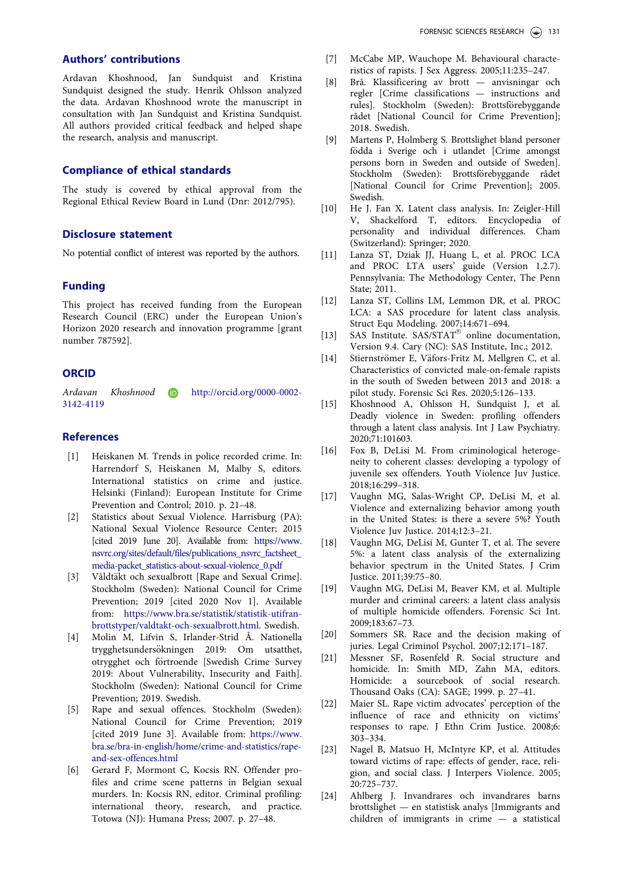## Authors' contributions

Ardavan Khoshnood, Jan Sundquist and Kristina Sundquist designed the study. Henrik Ohlsson analyzed the data. Ardavan Khoshnood wrote the manuscript in consultation with Jan Sundquist and Kristina Sundquist. All authors provided critical feedback and helped shape the research, analysis and manuscript.

## Compliance of ethical standards

The study is covered by ethical approval from the Regional Ethical Review Board in Lund (Dnr: 2012/795).

## Disclosure statement

No potential conflict of interest was reported by the authors.

## Funding

This project has received funding from the European Research Council (ERC) under the European Union's Horizon 2020 research and innovation programme [grant number 787592].

## ORCID

*Ardavan Khoshnood* http://orcid.org/0000-0002-3142-4119

## References

[1] Heiskanen M. Trends in police recorded crime. In: Harrendorf S, Heiskanen M, Malby S, editors. International statistics on crime and justice. Helsinki (Finland): European Institute for Crime Prevention and Control; 2010. p. 21–48.

[2] Statistics about Sexual Violence. Harrisburg (PA): National Sexual Violence Resource Center; 2015 [cited 2019 June 20]. Available from: https://www.nsvrc.org/sites/default/files/publications_nsvrc_factsheet_media-packet_statistics-about-sexual-violence_0.pdf

[3] Våldtäkt och sexualbrott [Rape and Sexual Crime]. Stockholm (Sweden): National Council for Crime Prevention; 2019 [cited 2020 Nov 1]. Available from: https://www.bra.se/statistik/statistik-utifran-brottstyper/valdtakt-och-sexualbrott.html. Swedish.

[4] Molin M, Lifvin S, Irlander-Strid Å. Nationella trygghetsundersökningen 2019: Om utsatthet, otrygghet och förtroende [Swedish Crime Survey 2019: About Vulnerability, Insecurity and Faith]. Stockholm (Sweden): National Council for Crime Prevention; 2019. Swedish.

[5] Rape and sexual offences. Stockholm (Sweden): National Council for Crime Prevention; 2019 [cited 2019 June 3]. Available from: https://www.bra.se/bra-in-english/home/crime-and-statistics/rape-and-sex-offences.html

[6] Gerard F, Mormont C, Kocsis RN. Offender profiles and crime scene patterns in Belgian sexual murders. In: Kocsis RN, editor. Criminal profiling: international theory, research, and practice. Totowa (NJ): Humana Press; 2007. p. 27–48.

[7] McCabe MP, Wauchope M. Behavioural characteristics of rapists. J Sex Aggress. 2005;11:235–247.

[8] Brå. Klassificering av brott — anvisningar och regler [Crime classifications — instructions and rules]. Stockholm (Sweden): Brottsförebyggande rådet [National Council for Crime Prevention]; 2018. Swedish.

[9] Martens P, Holmberg S. Brottslighet bland personer födda i Sverige och i utlandet [Crime amongst persons born in Sweden and outside of Sweden]. Stockholm (Sweden): Brottsförebyggande rådet [National Council for Crime Prevention]; 2005. Swedish.

[10] He J. Fan X. Latent class analysis. In: Zeigler-Hill V, Shackelford T, editors. Encyclopedia of personality and individual differences. Cham (Switzerland): Springer; 2020.

[11] Lanza ST, Dziak JJ, Huang L, et al. PROC LCA and PROC LTA users' guide (Version 1.2.7). Pennsylvania: The Methodology Center, The Penn State; 2011.

[12] Lanza ST, Collins LM, Lemmon DR, et al. PROC LCA: a SAS procedure for latent class analysis. Struct Equ Modeling. 2007;14:671–694.

[13] SAS Institute. SAS/STAT® online documentation, Version 9.4. Cary (NC): SAS Institute, Inc.; 2012.

[14] Stiernströmer E, Väfors-Fritz M, Mellgren C, et al. Characteristics of convicted male-on-female rapists in the south of Sweden between 2013 and 2018: a pilot study. Forensic Sci Res. 2020;5:126–133.

[15] Khoshnood A, Ohlsson H, Sundquist J, et al. Deadly violence in Sweden: profiling offenders through a latent class analysis. Int J Law Psychiatry. 2020;71:101603.

[16] Fox B, DeLisi M. From criminological heterogeneity to coherent classes: developing a typology of juvenile sex offenders. Youth Violence Juv Justice. 2018;16:299–318.

[17] Vaughn MG, Salas-Wright CP, DeLisi M, et al. Violence and externalizing behavior among youth in the United States: is there a severe 5%? Youth Violence Juv Justice. 2014;12:3–21.

[18] Vaughn MG, DeLisi M, Gunter T, et al. The severe 5%: a latent class analysis of the externalizing behavior spectrum in the United States. J Crim Justice. 2011;39:75–80.

[19] Vaughn MG, DeLisi M, Beaver KM, et al. Multiple murder and criminal careers: a latent class analysis of multiple homicide offenders. Forensic Sci Int. 2009;183:67–73.

[20] Sommers SR. Race and the decision making of juries. Legal Criminol Psychol. 2007;12:171–187.

[21] Messner SF, Rosenfeld R. Social structure and homicide. In: Smith MD, Zahn MA, editors. Homicide: a sourcebook of social research. Thousand Oaks (CA): SAGE; 1999. p. 27–41.

[22] Maier SL. Rape victim advocates' perception of the influence of race and ethnicity on victims' responses to rape. J Ethn Crim Justice. 2008;6:303–334.

[23] Nagel B, Matsuo H, McIntyre KP, et al. Attitudes toward victims of rape: effects of gender, race, religion, and social class. J Interpers Violence. 2005;20:725–737.

[24] Ahlberg J. Invandrares och invandrares barns brottslighet — en statistisk analys [Immigrants and children of immigrants in crime — a statistical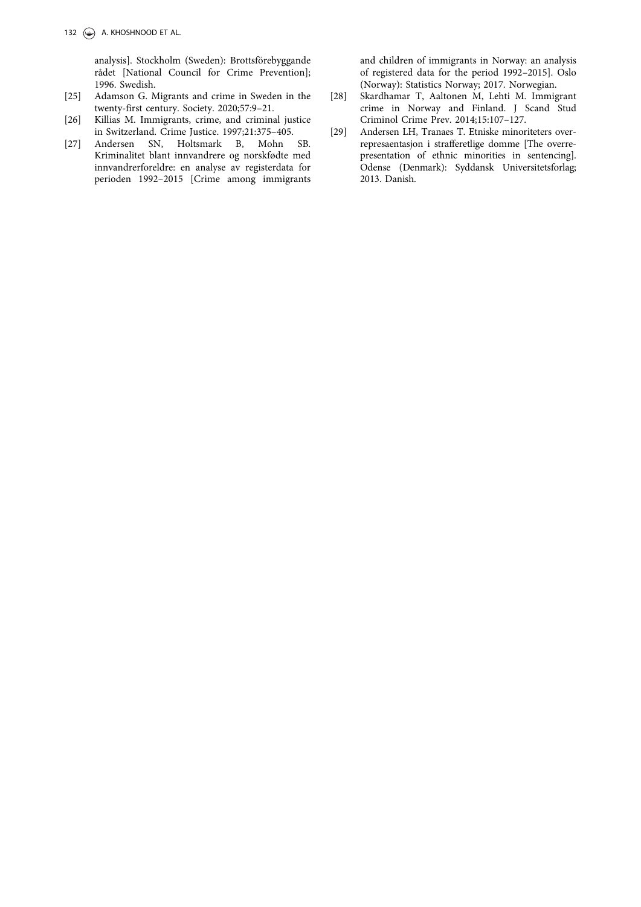analysis]. Stockholm (Sweden): Brottsförebyggande rådet [National Council for Crime Prevention]; 1996. Swedish.

[25] Adamson G. Migrants and crime in Sweden in the twenty-first century. Society. 2020;57:9–21.

[26] Killias M. Immigrants, crime, and criminal justice in Switzerland. Crime Justice. 1997;21:375–405.

[27] Andersen SN, Holtsmark B, Mohn SB. Kriminalitet blant innvandrere og norskfødte med innvandrerforeldre: en analyse av registerdata for perioden 1992–2015 [Crime among immigrants and children of immigrants in Norway: an analysis of registered data for the period 1992–2015]. Oslo (Norway): Statistics Norway; 2017. Norwegian.

[28] Skardhamar T, Aaltonen M, Lehti M. Immigrant crime in Norway and Finland. J Scand Stud Criminol Crime Prev. 2014;15:107–127.

[29] Andersen LH, Tranaes T. Etniske minoriteters overrepresaentasjon i strafferetlige domme [The overrepresentation of ethnic minorities in sentencing]. Odense (Denmark): Syddansk Universitetsforlag; 2013. Danish.